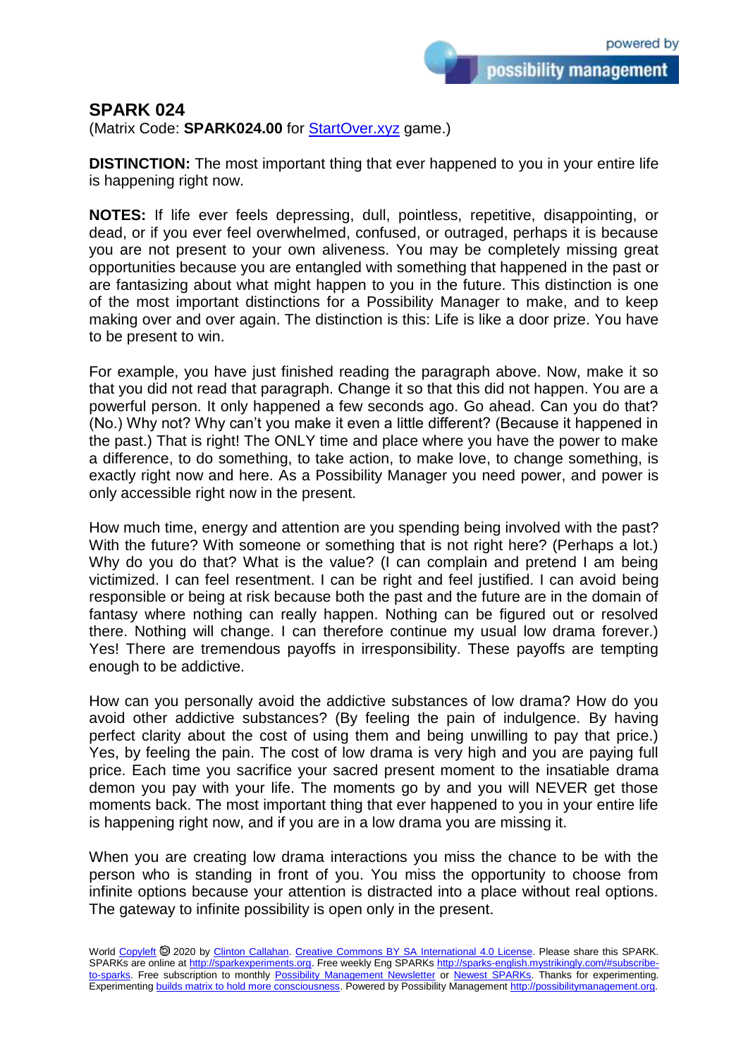# SPARK 024

(Matrix Code: **SPARK024.00** for [StartOver.xyz](StartOver.xyz) game.)

**DISTINCTION:** The most important thing that ever happened to you in your entire life is happening right now.

**NOTES:** If life ever feels depressing, dull, pointless, repetitive, disappointing, or dead, or if you ever feel overwhelmed, confused, or outraged, perhaps it is because you are not present to your own aliveness. You may be completely missing great opportunities because you are entangled with something that happened in the past or are fantasizing about what might happen to you in the future. This distinction is one of the most important distinctions for a Possibility Manager to make, and to keep making over and over again. The distinction is this: Life is like a door prize. You have to be present to win.

For example, you have just finished reading the paragraph above. Now, make it so that you did not read that paragraph. Change it so that this did not happen. You are a powerful person. It only happened a few seconds ago. Go ahead. Can you do that? (No.) Why not? Why can't you make it even a little different? (Because it happened in the past.) That is right! The ONLY time and place where you have the power to make a difference, to do something, to take action, to make love, to change something, is exactly right now and here. As a Possibility Manager you need power, and power is only accessible right now in the present.

How much time, energy and attention are you spending being involved with the past? With the future? With someone or something that is not right here? (Perhaps a lot.) Why do you do that? What is the value? (I can complain and pretend I am being victimized. I can feel resentment. I can be right and feel justified. I can avoid being responsible or being at risk because both the past and the future are in the domain of fantasy where nothing can really happen. Nothing can be figured out or resolved there. Nothing will change. I can therefore continue my usual low drama forever.) Yes! There are tremendous payoffs in irresponsibility. These payoffs are tempting enough to be addictive.

How can you personally avoid the addictive substances of low drama? How do you avoid other addictive substances? (By feeling the pain of indulgence. By having perfect clarity about the cost of using them and being unwilling to pay that price.) Yes, by feeling the pain. The cost of low drama is very high and you are paying full price. Each time you sacrifice your sacred present moment to the insatiable drama demon you pay with your life. The moments go by and you will NEVER get those moments back. The most important thing that ever happened to you in your entire life is happening right now, and if you are in a low drama you are missing it.

When you are creating low drama interactions you miss the chance to be with the person who is standing in front of you. You miss the opportunity to choose from infinite options because your attention is distracted into a place without real options. The gateway to infinite possibility is open only in the present.

World [Copyleft](Copyleft) 🄯 2020 by [Clinton Callahan](Clinton Callahan). [Creative Commons BY SA International 4.0 License](Creative Commons BY SA International 4.0 License). Please share this SPARK. SPARKs are online at [http://sparkexperiments.org](http://sparkexperiments.org). Free weekly Eng SPARKs [http://sparks-english.mystrikingly.com/#subscribe-to-sparks](http://sparks-english.mystrikingly.com/#subscribe-to-sparks). Free subscription to monthly [Possibility Management Newsletter](Possibility Management Newsletter) or [Newest SPARKs](Newest SPARKs). Thanks for experimenting. Experimenting [builds matrix to hold more consciousness](builds matrix to hold more consciousness). Powered by Possibility Management [http://possibilitymanagement.org](http://possibilitymanagement.org).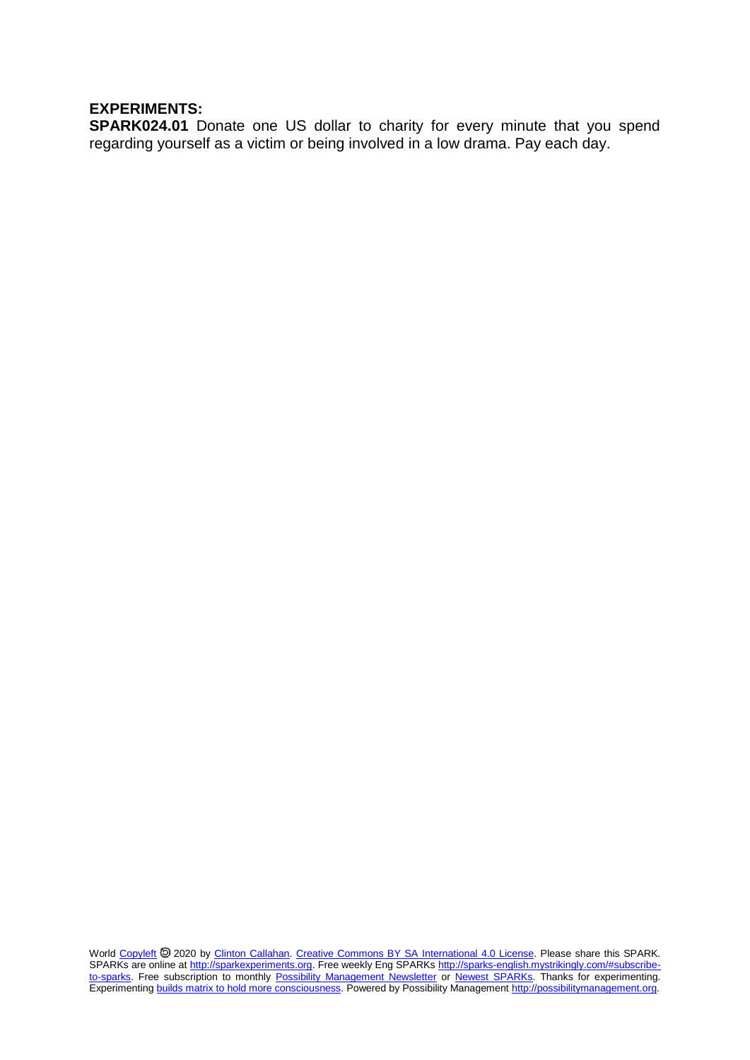**EXPERIMENTS:**

**SPARK024.01** Donate one US dollar to charity for every minute that you spend regarding yourself as a victim or being involved in a low drama. Pay each day.

World Copyleft 🄯 2020 by Clinton Callahan. Creative Commons BY SA International 4.0 License. Please share this SPARK. SPARKs are online at http://sparkexperiments.org. Free weekly Eng SPARKs http://sparks-english.mystrikingly.com/#subscribe-to-sparks. Free subscription to monthly Possibility Management Newsletter or Newest SPARKs. Thanks for experimenting. Experimenting builds matrix to hold more consciousness. Powered by Possibility Management http://possibilitymanagement.org.